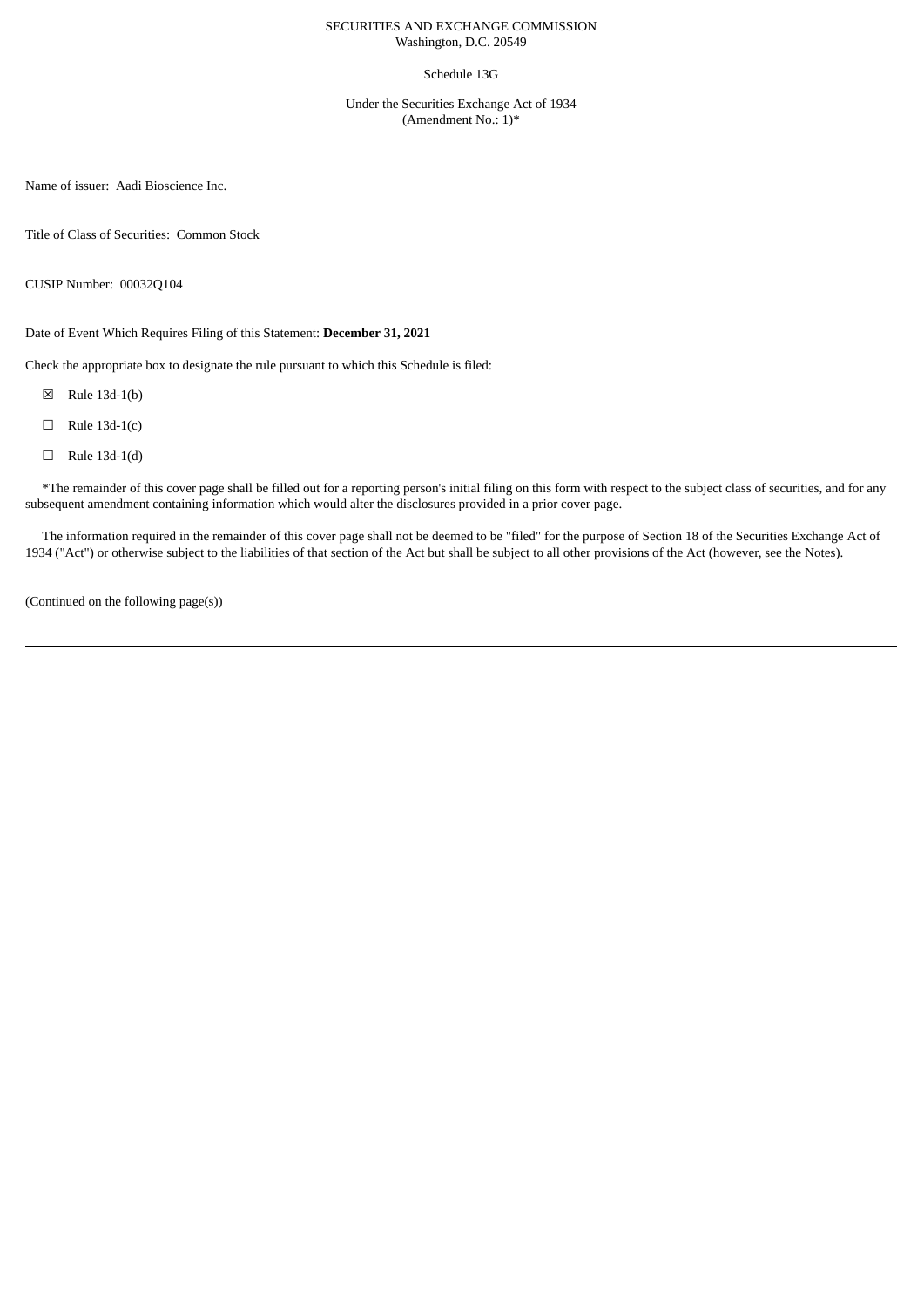SECURITIES AND EXCHANGE COMMISSION
Washington, D.C. 20549

Schedule 13G

Under the Securities Exchange Act of 1934
(Amendment No.: 1)*

Name of issuer: Aadi Bioscience Inc.

Title of Class of Securities: Common Stock

CUSIP Number: 00032Q104

Date of Event Which Requires Filing of this Statement: **December 31, 2021**

Check the appropriate box to designate the rule pursuant to which this Schedule is filed:

☒ Rule 13d-1(b)

☐ Rule 13d-1(c)

☐ Rule 13d-1(d)

*The remainder of this cover page shall be filled out for a reporting person's initial filing on this form with respect to the subject class of securities, and for any subsequent amendment containing information which would alter the disclosures provided in a prior cover page.

The information required in the remainder of this cover page shall not be deemed to be "filed" for the purpose of Section 18 of the Securities Exchange Act of 1934 ("Act") or otherwise subject to the liabilities of that section of the Act but shall be subject to all other provisions of the Act (however, see the Notes).

(Continued on the following page(s))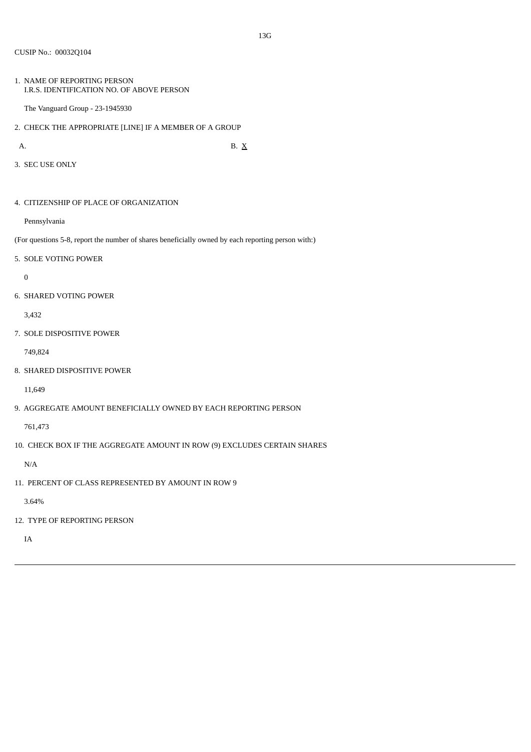13G

CUSIP No.: 00032Q104

1. NAME OF REPORTING PERSON
   I.R.S. IDENTIFICATION NO. OF ABOVE PERSON

   The Vanguard Group - 23-1945930

2. CHECK THE APPROPRIATE [LINE] IF A MEMBER OF A GROUP

   A.                B. X

3. SEC USE ONLY

4. CITIZENSHIP OF PLACE OF ORGANIZATION

   Pennsylvania

(For questions 5-8, report the number of shares beneficially owned by each reporting person with:)

5. SOLE VOTING POWER

   0

6. SHARED VOTING POWER

   3,432

7. SOLE DISPOSITIVE POWER

   749,824

8. SHARED DISPOSITIVE POWER

   11,649

9. AGGREGATE AMOUNT BENEFICIALLY OWNED BY EACH REPORTING PERSON

   761,473

10. CHECK BOX IF THE AGGREGATE AMOUNT IN ROW (9) EXCLUDES CERTAIN SHARES

   N/A

11. PERCENT OF CLASS REPRESENTED BY AMOUNT IN ROW 9

   3.64%

12. TYPE OF REPORTING PERSON

   IA

---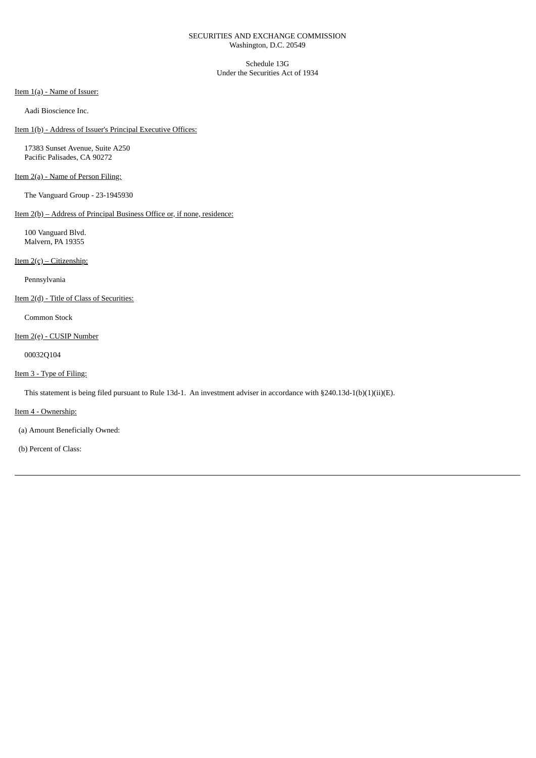SECURITIES AND EXCHANGE COMMISSION
Washington, D.C. 20549

Schedule 13G
Under the Securities Act of 1934

Item 1(a) - Name of Issuer:

Aadi Bioscience Inc.

Item 1(b) - Address of Issuer's Principal Executive Offices:

17383 Sunset Avenue, Suite A250
Pacific Palisades, CA 90272

Item 2(a) - Name of Person Filing:

The Vanguard Group - 23-1945930

Item 2(b) – Address of Principal Business Office or, if none, residence:

100 Vanguard Blvd.
Malvern, PA 19355

Item 2(c) – Citizenship:

Pennsylvania

Item 2(d) - Title of Class of Securities:

Common Stock

Item 2(e) - CUSIP Number

00032Q104

Item 3 - Type of Filing:

This statement is being filed pursuant to Rule 13d-1. An investment adviser in accordance with §240.13d-1(b)(1)(ii)(E).

Item 4 - Ownership:

(a) Amount Beneficially Owned:

(b) Percent of Class:

---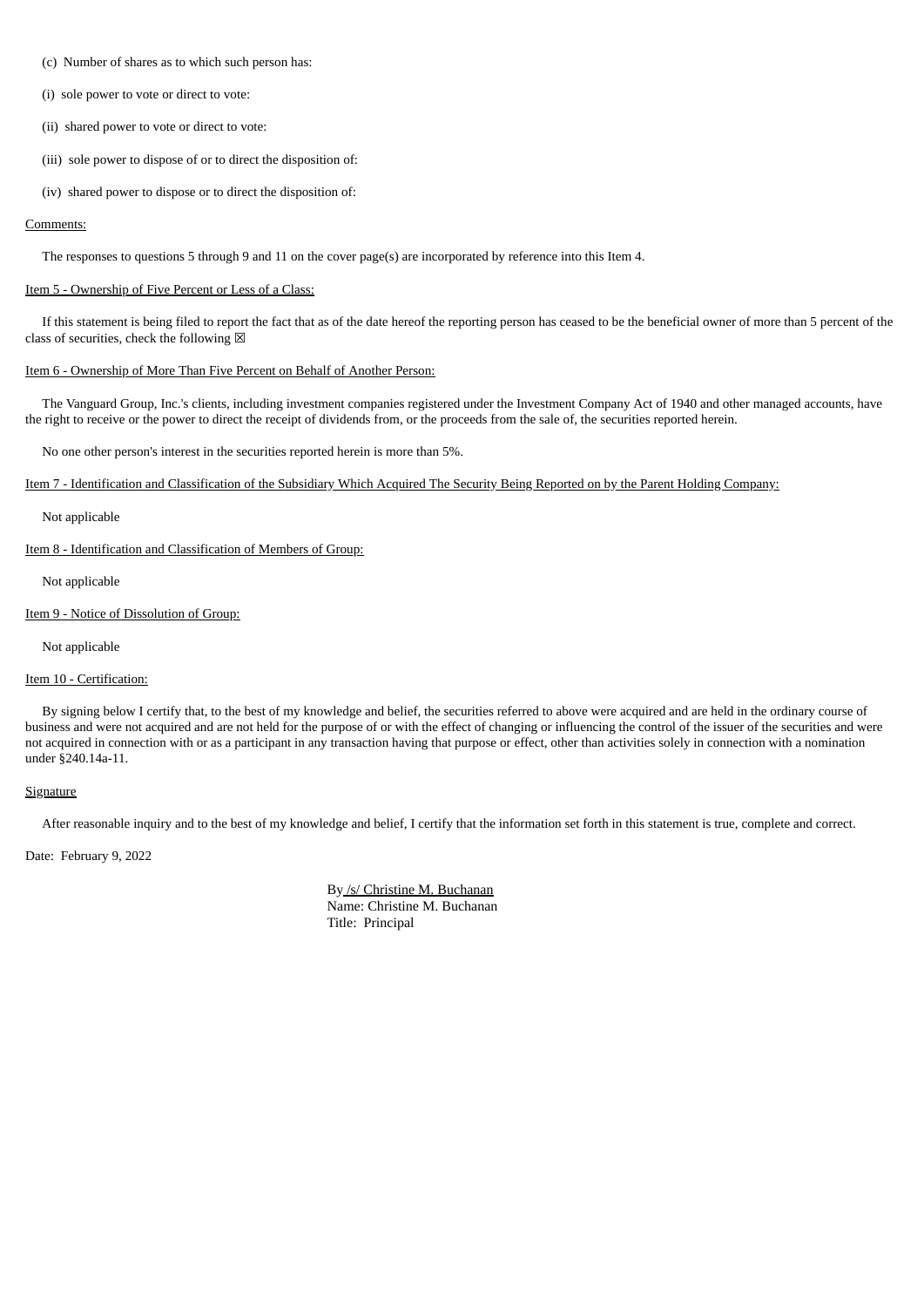(c) Number of shares as to which such person has:

(i) sole power to vote or direct to vote:

(ii) shared power to vote or direct to vote:

(iii) sole power to dispose of or to direct the disposition of:

(iv) shared power to dispose or to direct the disposition of:

Comments:

The responses to questions 5 through 9 and 11 on the cover page(s) are incorporated by reference into this Item 4.

Item 5 - Ownership of Five Percent or Less of a Class:

If this statement is being filed to report the fact that as of the date hereof the reporting person has ceased to be the beneficial owner of more than 5 percent of the class of securities, check the following ☒

Item 6 - Ownership of More Than Five Percent on Behalf of Another Person:

The Vanguard Group, Inc.'s clients, including investment companies registered under the Investment Company Act of 1940 and other managed accounts, have the right to receive or the power to direct the receipt of dividends from, or the proceeds from the sale of, the securities reported herein.

No one other person's interest in the securities reported herein is more than 5%.

Item 7 - Identification and Classification of the Subsidiary Which Acquired The Security Being Reported on by the Parent Holding Company:

Not applicable

Item 8 - Identification and Classification of Members of Group:

Not applicable

Item 9 - Notice of Dissolution of Group:

Not applicable

Item 10 - Certification:

By signing below I certify that, to the best of my knowledge and belief, the securities referred to above were acquired and are held in the ordinary course of business and were not acquired and are not held for the purpose of or with the effect of changing or influencing the control of the issuer of the securities and were not acquired in connection with or as a participant in any transaction having that purpose or effect, other than activities solely in connection with a nomination under §240.14a-11.

Signature

After reasonable inquiry and to the best of my knowledge and belief, I certify that the information set forth in this statement is true, complete and correct.

Date: February 9, 2022

By /s/ Christine M. Buchanan
Name: Christine M. Buchanan
Title: Principal